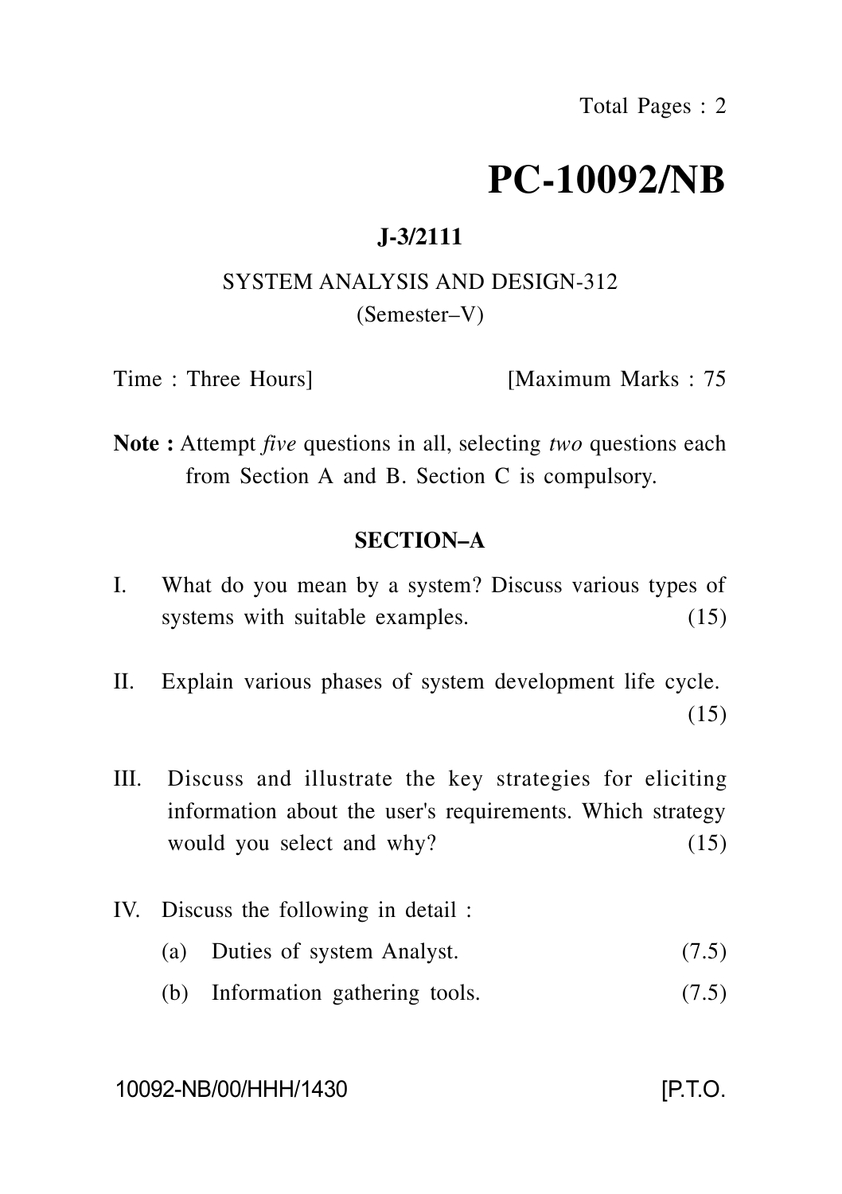Total Pages : 2

# PC-10092/NB

**J-3/2111**

SYSTEM ANALYSIS AND DESIGN-312
(Semester–V)

Time : Three Hours] [Maximum Marks : 75

**Note :** Attempt *five* questions in all, selecting *two* questions each from Section A and B. Section C is compulsory.

## SECTION–A

I. What do you mean by a system? Discuss various types of systems with suitable examples. (15)

II. Explain various phases of system development life cycle. (15)

III. Discuss and illustrate the key strategies for eliciting information about the user's requirements. Which strategy would you select and why? (15)

IV. Discuss the following in detail :

(a) Duties of system Analyst. (7.5)

(b) Information gathering tools. (7.5)

10092-NB/00/HHH/1430 [P.T.O.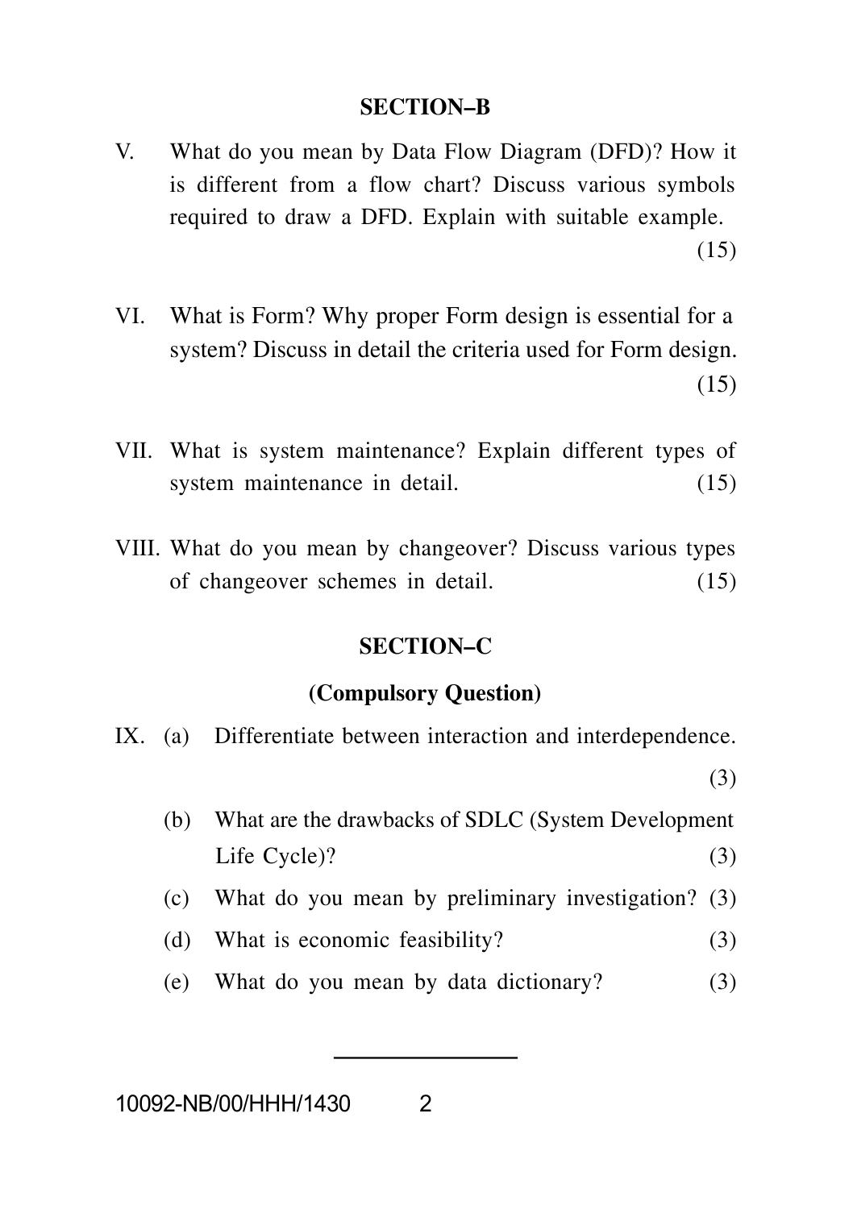## SECTION–B

V. What do you mean by Data Flow Diagram (DFD)? How it is different from a flow chart? Discuss various symbols required to draw a DFD. Explain with suitable example. (15)

VI. What is Form? Why proper Form design is essential for a system? Discuss in detail the criteria used for Form design. (15)

VII. What is system maintenance? Explain different types of system maintenance in detail. (15)

VIII. What do you mean by changeover? Discuss various types of changeover schemes in detail. (15)

## SECTION–C

**(Compulsory Question)**

IX. (a) Differentiate between interaction and interdependence. (3)

(b) What are the drawbacks of SDLC (System Development Life Cycle)? (3)

(c) What do you mean by preliminary investigation? (3)

(d) What is economic feasibility? (3)

(e) What do you mean by data dictionary? (3)

10092-NB/00/HHH/1430